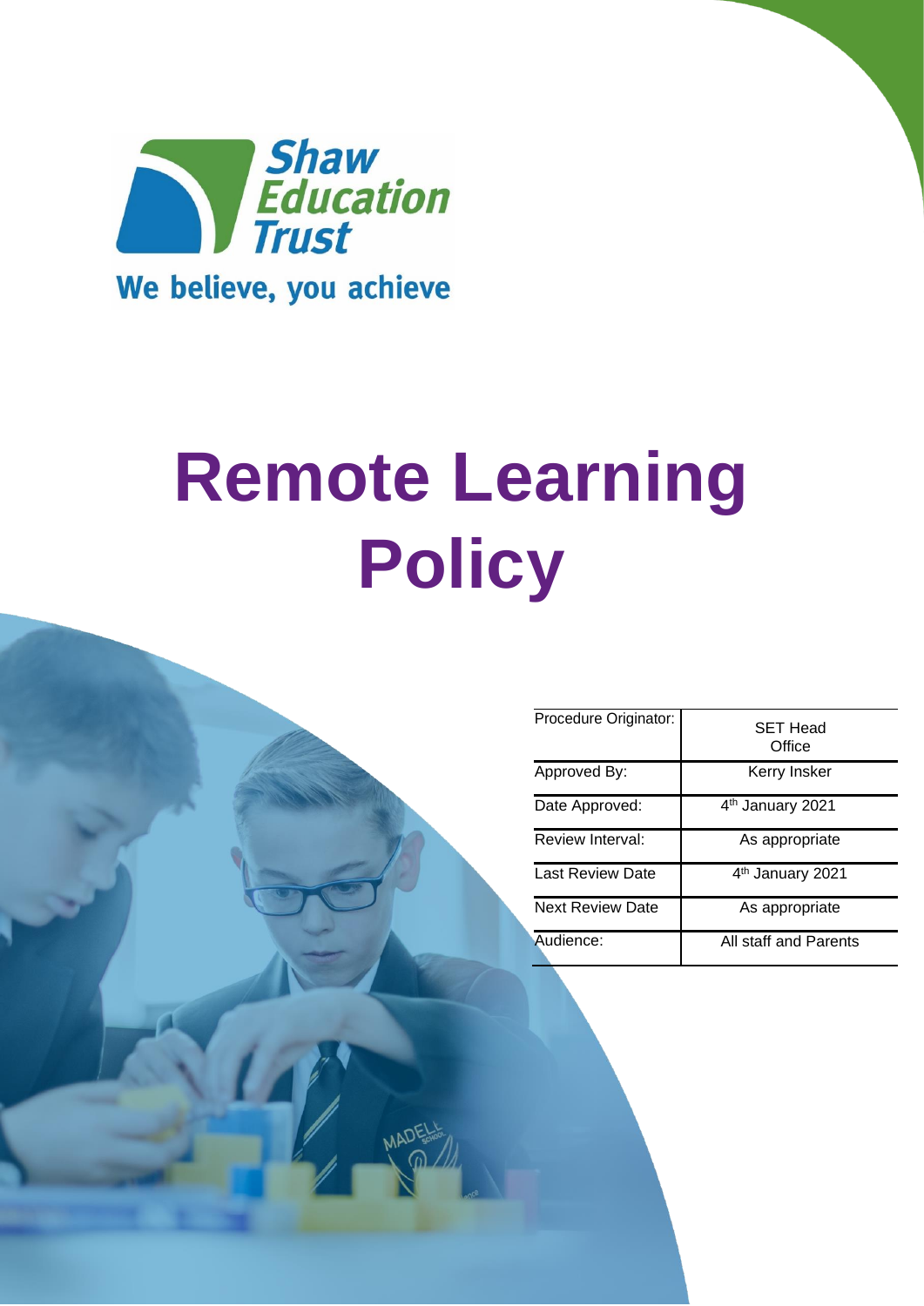Shaw Education Trust

We believe, you achieve

# Remote Learning Policy

| | |
|---|---|
| Procedure Originator: | SET Head Office |
| Approved By: | Kerry Insker |
| Date Approved: | 4th January 2021 |
| Review Interval: | As appropriate |
| Last Review Date | 4th January 2021 |
| Next Review Date | As appropriate |
| Audience: | All staff and Parents |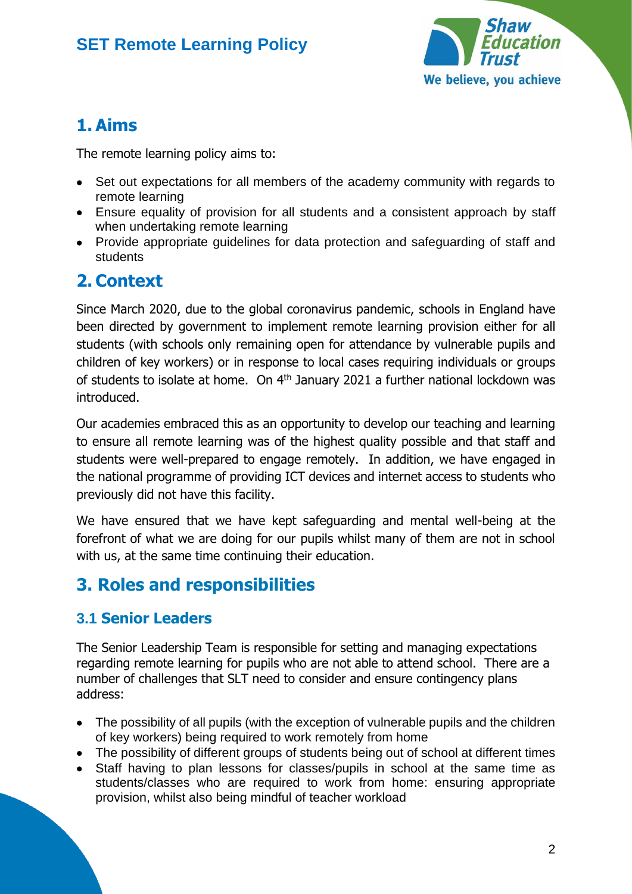# SET Remote Learning Policy

## 1. Aims

The remote learning policy aims to:

- Set out expectations for all members of the academy community with regards to remote learning
- Ensure equality of provision for all students and a consistent approach by staff when undertaking remote learning
- Provide appropriate guidelines for data protection and safeguarding of staff and students

## 2. Context

Since March 2020, due to the global coronavirus pandemic, schools in England have been directed by government to implement remote learning provision either for all students (with schools only remaining open for attendance by vulnerable pupils and children of key workers) or in response to local cases requiring individuals or groups of students to isolate at home. On 4th January 2021 a further national lockdown was introduced.

Our academies embraced this as an opportunity to develop our teaching and learning to ensure all remote learning was of the highest quality possible and that staff and students were well-prepared to engage remotely. In addition, we have engaged in the national programme of providing ICT devices and internet access to students who previously did not have this facility.

We have ensured that we have kept safeguarding and mental well-being at the forefront of what we are doing for our pupils whilst many of them are not in school with us, at the same time continuing their education.

## 3. Roles and responsibilities

### 3.1 Senior Leaders

The Senior Leadership Team is responsible for setting and managing expectations regarding remote learning for pupils who are not able to attend school. There are a number of challenges that SLT need to consider and ensure contingency plans address:

- The possibility of all pupils (with the exception of vulnerable pupils and the children of key workers) being required to work remotely from home
- The possibility of different groups of students being out of school at different times
- Staff having to plan lessons for classes/pupils in school at the same time as students/classes who are required to work from home: ensuring appropriate provision, whilst also being mindful of teacher workload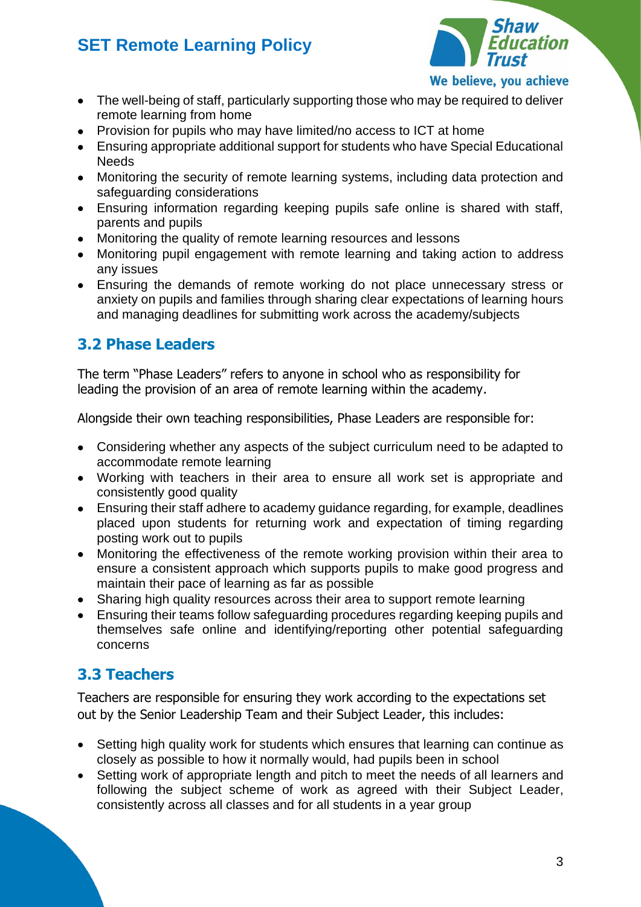- The well-being of staff, particularly supporting those who may be required to deliver remote learning from home
- Provision for pupils who may have limited/no access to ICT at home
- Ensuring appropriate additional support for students who have Special Educational Needs
- Monitoring the security of remote learning systems, including data protection and safeguarding considerations
- Ensuring information regarding keeping pupils safe online is shared with staff, parents and pupils
- Monitoring the quality of remote learning resources and lessons
- Monitoring pupil engagement with remote learning and taking action to address any issues
- Ensuring the demands of remote working do not place unnecessary stress or anxiety on pupils and families through sharing clear expectations of learning hours and managing deadlines for submitting work across the academy/subjects

## 3.2 Phase Leaders

The term "Phase Leaders" refers to anyone in school who as responsibility for leading the provision of an area of remote learning within the academy.

Alongside their own teaching responsibilities, Phase Leaders are responsible for:

- Considering whether any aspects of the subject curriculum need to be adapted to accommodate remote learning
- Working with teachers in their area to ensure all work set is appropriate and consistently good quality
- Ensuring their staff adhere to academy guidance regarding, for example, deadlines placed upon students for returning work and expectation of timing regarding posting work out to pupils
- Monitoring the effectiveness of the remote working provision within their area to ensure a consistent approach which supports pupils to make good progress and maintain their pace of learning as far as possible
- Sharing high quality resources across their area to support remote learning
- Ensuring their teams follow safeguarding procedures regarding keeping pupils and themselves safe online and identifying/reporting other potential safeguarding concerns

## 3.3 Teachers

Teachers are responsible for ensuring they work according to the expectations set out by the Senior Leadership Team and their Subject Leader, this includes:

- Setting high quality work for students which ensures that learning can continue as closely as possible to how it normally would, had pupils been in school
- Setting work of appropriate length and pitch to meet the needs of all learners and following the subject scheme of work as agreed with their Subject Leader, consistently across all classes and for all students in a year group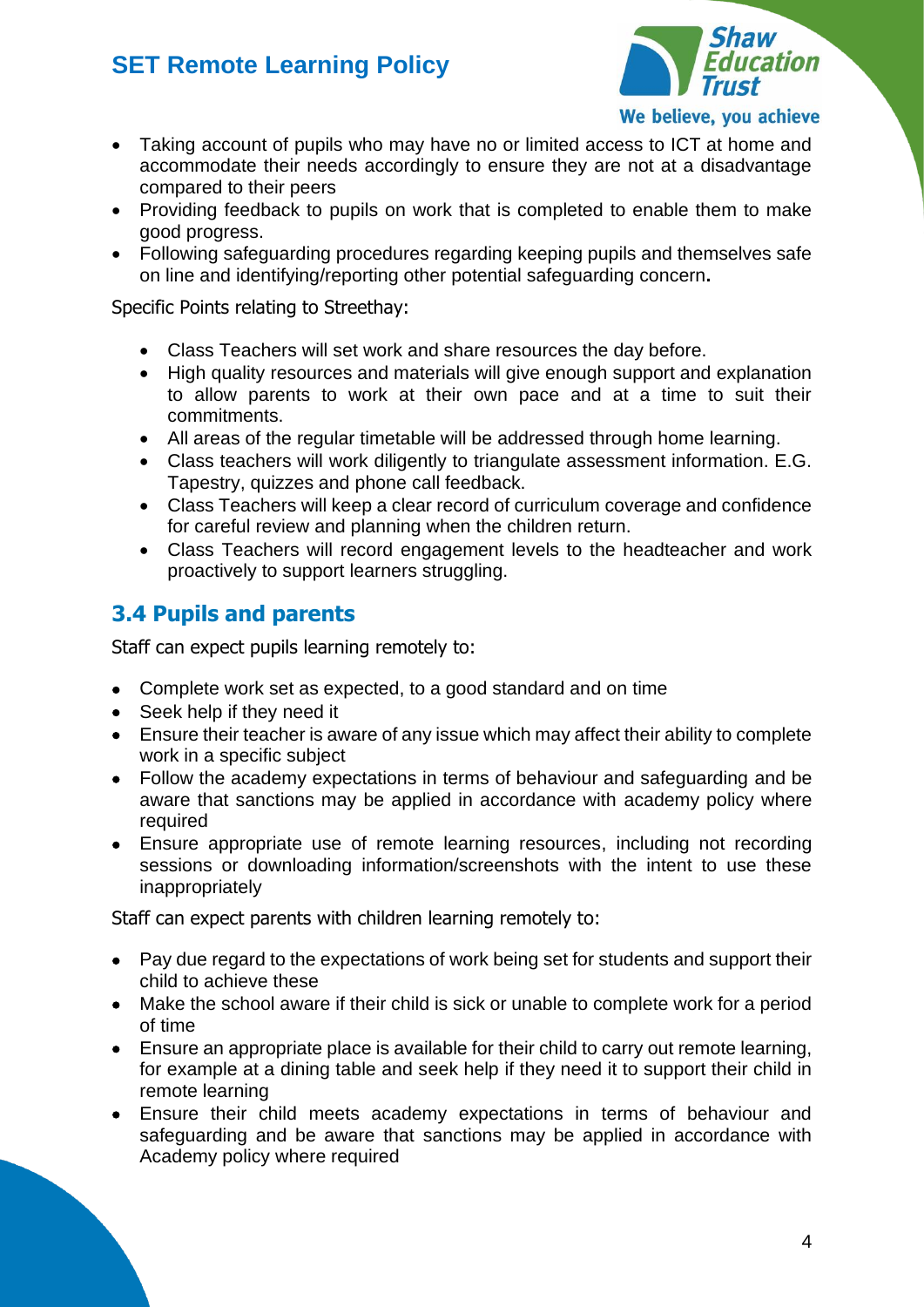- Taking account of pupils who may have no or limited access to ICT at home and accommodate their needs accordingly to ensure they are not at a disadvantage compared to their peers
- Providing feedback to pupils on work that is completed to enable them to make good progress.
- Following safeguarding procedures regarding keeping pupils and themselves safe on line and identifying/reporting other potential safeguarding concern**.**

Specific Points relating to Streethay:

- Class Teachers will set work and share resources the day before.
- High quality resources and materials will give enough support and explanation to allow parents to work at their own pace and at a time to suit their commitments.
- All areas of the regular timetable will be addressed through home learning.
- Class teachers will work diligently to triangulate assessment information. E.G. Tapestry, quizzes and phone call feedback.
- Class Teachers will keep a clear record of curriculum coverage and confidence for careful review and planning when the children return.
- Class Teachers will record engagement levels to the headteacher and work proactively to support learners struggling.

## 3.4 Pupils and parents

Staff can expect pupils learning remotely to:

- Complete work set as expected, to a good standard and on time
- Seek help if they need it
- Ensure their teacher is aware of any issue which may affect their ability to complete work in a specific subject
- Follow the academy expectations in terms of behaviour and safeguarding and be aware that sanctions may be applied in accordance with academy policy where required
- Ensure appropriate use of remote learning resources, including not recording sessions or downloading information/screenshots with the intent to use these inappropriately

Staff can expect parents with children learning remotely to:

- Pay due regard to the expectations of work being set for students and support their child to achieve these
- Make the school aware if their child is sick or unable to complete work for a period of time
- Ensure an appropriate place is available for their child to carry out remote learning, for example at a dining table and seek help if they need it to support their child in remote learning
- Ensure their child meets academy expectations in terms of behaviour and safeguarding and be aware that sanctions may be applied in accordance with Academy policy where required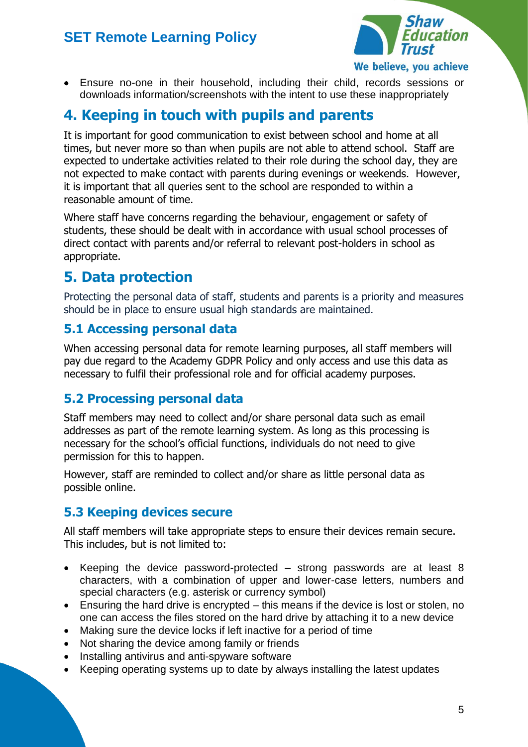- Ensure no-one in their household, including their child, records sessions or downloads information/screenshots with the intent to use these inappropriately

## 4. Keeping in touch with pupils and parents

It is important for good communication to exist between school and home at all times, but never more so than when pupils are not able to attend school. Staff are expected to undertake activities related to their role during the school day, they are not expected to make contact with parents during evenings or weekends. However, it is important that all queries sent to the school are responded to within a reasonable amount of time.

Where staff have concerns regarding the behaviour, engagement or safety of students, these should be dealt with in accordance with usual school processes of direct contact with parents and/or referral to relevant post-holders in school as appropriate.

## 5. Data protection

Protecting the personal data of staff, students and parents is a priority and measures should be in place to ensure usual high standards are maintained.

### 5.1 Accessing personal data

When accessing personal data for remote learning purposes, all staff members will pay due regard to the Academy GDPR Policy and only access and use this data as necessary to fulfil their professional role and for official academy purposes.

### 5.2 Processing personal data

Staff members may need to collect and/or share personal data such as email addresses as part of the remote learning system. As long as this processing is necessary for the school's official functions, individuals do not need to give permission for this to happen.

However, staff are reminded to collect and/or share as little personal data as possible online.

### 5.3 Keeping devices secure

All staff members will take appropriate steps to ensure their devices remain secure. This includes, but is not limited to:

- Keeping the device password-protected – strong passwords are at least 8 characters, with a combination of upper and lower-case letters, numbers and special characters (e.g. asterisk or currency symbol)
- Ensuring the hard drive is encrypted – this means if the device is lost or stolen, no one can access the files stored on the hard drive by attaching it to a new device
- Making sure the device locks if left inactive for a period of time
- Not sharing the device among family or friends
- Installing antivirus and anti-spyware software
- Keeping operating systems up to date by always installing the latest updates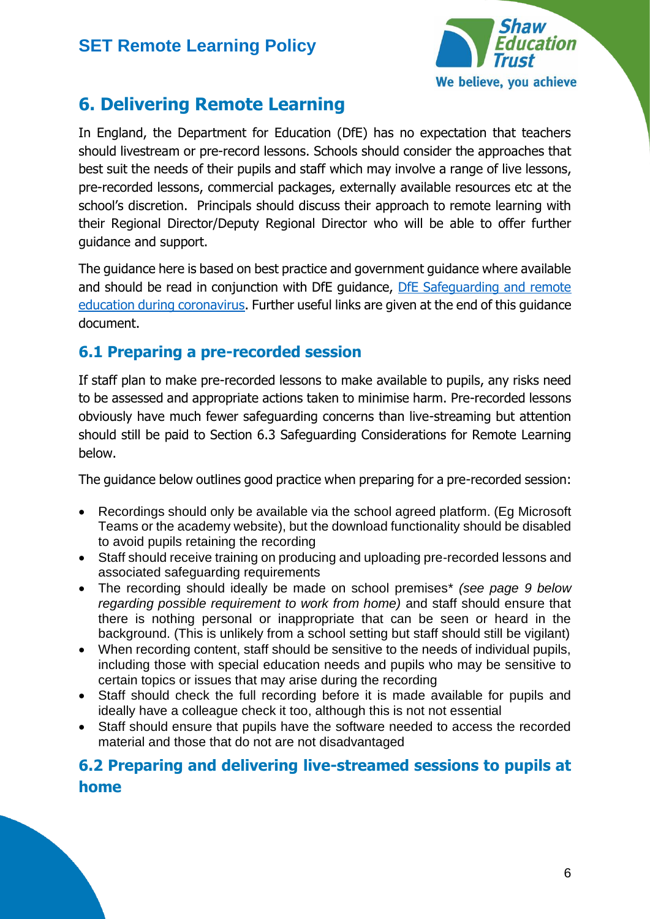## 6. Delivering Remote Learning

In England, the Department for Education (DfE) has no expectation that teachers should livestream or pre-record lessons. Schools should consider the approaches that best suit the needs of their pupils and staff which may involve a range of live lessons, pre-recorded lessons, commercial packages, externally available resources etc at the school's discretion. Principals should discuss their approach to remote learning with their Regional Director/Deputy Regional Director who will be able to offer further guidance and support.

The guidance here is based on best practice and government guidance where available and should be read in conjunction with DfE guidance, DfE Safeguarding and remote education during coronavirus. Further useful links are given at the end of this guidance document.

### 6.1 Preparing a pre-recorded session

If staff plan to make pre-recorded lessons to make available to pupils, any risks need to be assessed and appropriate actions taken to minimise harm. Pre-recorded lessons obviously have much fewer safeguarding concerns than live-streaming but attention should still be paid to Section 6.3 Safeguarding Considerations for Remote Learning below.

The guidance below outlines good practice when preparing for a pre-recorded session:

- Recordings should only be available via the school agreed platform. (Eg Microsoft Teams or the academy website), but the download functionality should be disabled to avoid pupils retaining the recording
- Staff should receive training on producing and uploading pre-recorded lessons and associated safeguarding requirements
- The recording should ideally be made on school premises* *(see page 9 below regarding possible requirement to work from home)* and staff should ensure that there is nothing personal or inappropriate that can be seen or heard in the background. (This is unlikely from a school setting but staff should still be vigilant)
- When recording content, staff should be sensitive to the needs of individual pupils, including those with special education needs and pupils who may be sensitive to certain topics or issues that may arise during the recording
- Staff should check the full recording before it is made available for pupils and ideally have a colleague check it too, although this is not not essential
- Staff should ensure that pupils have the software needed to access the recorded material and those that do not are not disadvantaged

### 6.2 Preparing and delivering live-streamed sessions to pupils at home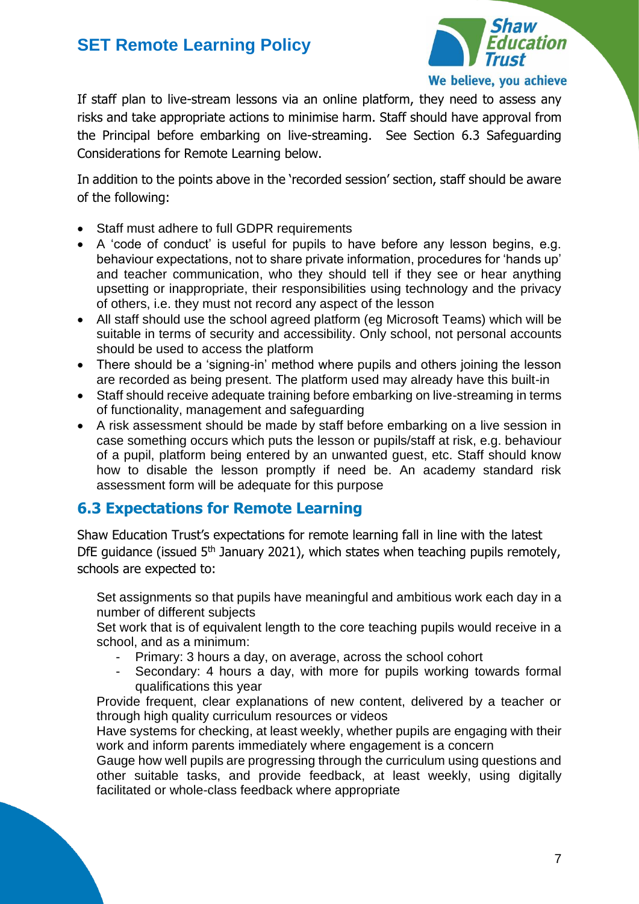If staff plan to live-stream lessons via an online platform, they need to assess any risks and take appropriate actions to minimise harm. Staff should have approval from the Principal before embarking on live-streaming. See Section 6.3 Safeguarding Considerations for Remote Learning below.

In addition to the points above in the 'recorded session' section, staff should be aware of the following:

- Staff must adhere to full GDPR requirements
- A 'code of conduct' is useful for pupils to have before any lesson begins, e.g. behaviour expectations, not to share private information, procedures for 'hands up' and teacher communication, who they should tell if they see or hear anything upsetting or inappropriate, their responsibilities using technology and the privacy of others, i.e. they must not record any aspect of the lesson
- All staff should use the school agreed platform (eg Microsoft Teams) which will be suitable in terms of security and accessibility. Only school, not personal accounts should be used to access the platform
- There should be a 'signing-in' method where pupils and others joining the lesson are recorded as being present. The platform used may already have this built-in
- Staff should receive adequate training before embarking on live-streaming in terms of functionality, management and safeguarding
- A risk assessment should be made by staff before embarking on a live session in case something occurs which puts the lesson or pupils/staff at risk, e.g. behaviour of a pupil, platform being entered by an unwanted guest, etc. Staff should know how to disable the lesson promptly if need be. An academy standard risk assessment form will be adequate for this purpose

## 6.3 Expectations for Remote Learning

Shaw Education Trust's expectations for remote learning fall in line with the latest DfE guidance (issued 5th January 2021), which states when teaching pupils remotely, schools are expected to:

Set assignments so that pupils have meaningful and ambitious work each day in a number of different subjects

Set work that is of equivalent length to the core teaching pupils would receive in a school, and as a minimum:

- Primary: 3 hours a day, on average, across the school cohort
- Secondary: 4 hours a day, with more for pupils working towards formal qualifications this year

Provide frequent, clear explanations of new content, delivered by a teacher or through high quality curriculum resources or videos

Have systems for checking, at least weekly, whether pupils are engaging with their work and inform parents immediately where engagement is a concern

Gauge how well pupils are progressing through the curriculum using questions and other suitable tasks, and provide feedback, at least weekly, using digitally facilitated or whole-class feedback where appropriate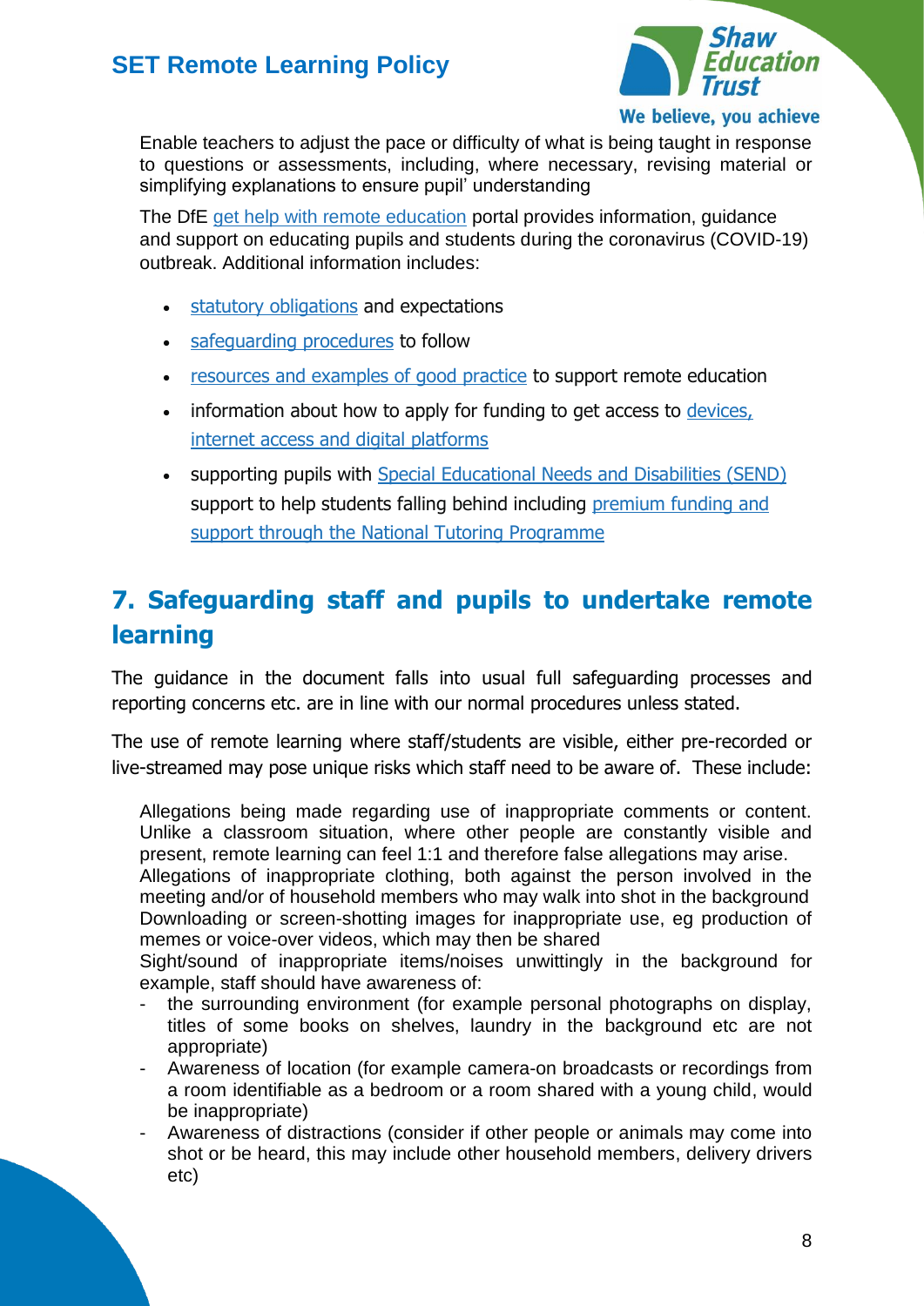Enable teachers to adjust the pace or difficulty of what is being taught in response to questions or assessments, including, where necessary, revising material or simplifying explanations to ensure pupil' understanding

The DfE get help with remote education portal provides information, guidance and support on educating pupils and students during the coronavirus (COVID-19) outbreak. Additional information includes:

- statutory obligations and expectations
- safeguarding procedures to follow
- resources and examples of good practice to support remote education
- information about how to apply for funding to get access to devices, internet access and digital platforms
- supporting pupils with Special Educational Needs and Disabilities (SEND) support to help students falling behind including premium funding and support through the National Tutoring Programme

## 7. Safeguarding staff and pupils to undertake remote learning

The guidance in the document falls into usual full safeguarding processes and reporting concerns etc. are in line with our normal procedures unless stated.

The use of remote learning where staff/students are visible, either pre-recorded or live-streamed may pose unique risks which staff need to be aware of. These include:

Allegations being made regarding use of inappropriate comments or content. Unlike a classroom situation, where other people are constantly visible and present, remote learning can feel 1:1 and therefore false allegations may arise.
Allegations of inappropriate clothing, both against the person involved in the meeting and/or of household members who may walk into shot in the background
Downloading or screen-shotting images for inappropriate use, eg production of memes or voice-over videos, which may then be shared
Sight/sound of inappropriate items/noises unwittingly in the background for example, staff should have awareness of:

- the surrounding environment (for example personal photographs on display, titles of some books on shelves, laundry in the background etc are not appropriate)
- Awareness of location (for example camera-on broadcasts or recordings from a room identifiable as a bedroom or a room shared with a young child, would be inappropriate)
- Awareness of distractions (consider if other people or animals may come into shot or be heard, this may include other household members, delivery drivers etc)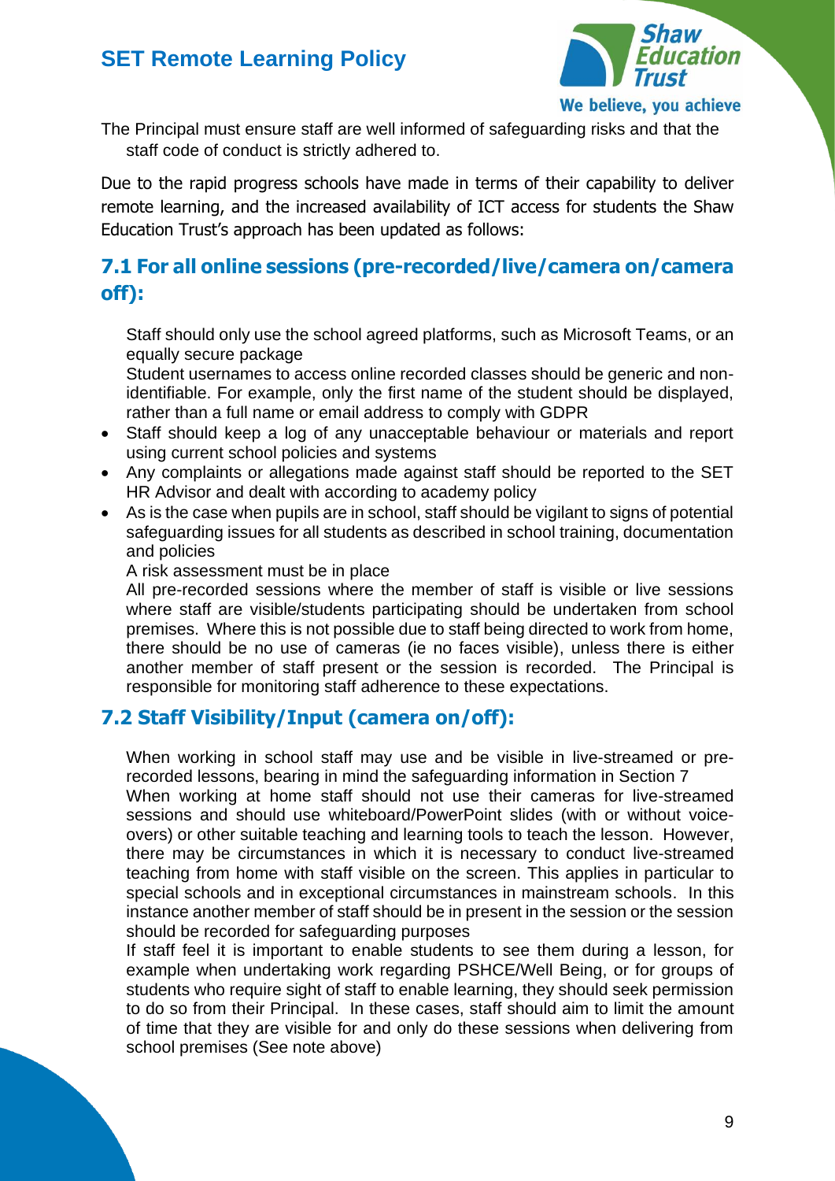The Principal must ensure staff are well informed of safeguarding risks and that the staff code of conduct is strictly adhered to.

Due to the rapid progress schools have made in terms of their capability to deliver remote learning, and the increased availability of ICT access for students the Shaw Education Trust's approach has been updated as follows:

## 7.1 For all online sessions (pre-recorded/live/camera on/camera off):

- Staff should only use the school agreed platforms, such as Microsoft Teams, or an equally secure package
- Student usernames to access online recorded classes should be generic and non-identifiable. For example, only the first name of the student should be displayed, rather than a full name or email address to comply with GDPR
- Staff should keep a log of any unacceptable behaviour or materials and report using current school policies and systems
- Any complaints or allegations made against staff should be reported to the SET HR Advisor and dealt with according to academy policy
- As is the case when pupils are in school, staff should be vigilant to signs of potential safeguarding issues for all students as described in school training, documentation and policies
- A risk assessment must be in place
- All pre-recorded sessions where the member of staff is visible or live sessions where staff are visible/students participating should be undertaken from school premises. Where this is not possible due to staff being directed to work from home, there should be no use of cameras (ie no faces visible), unless there is either another member of staff present or the session is recorded. The Principal is responsible for monitoring staff adherence to these expectations.

## 7.2 Staff Visibility/Input (camera on/off):

- When working in school staff may use and be visible in live-streamed or pre-recorded lessons, bearing in mind the safeguarding information in Section 7
- When working at home staff should not use their cameras for live-streamed sessions and should use whiteboard/PowerPoint slides (with or without voice-overs) or other suitable teaching and learning tools to teach the lesson. However, there may be circumstances in which it is necessary to conduct live-streamed teaching from home with staff visible on the screen. This applies in particular to special schools and in exceptional circumstances in mainstream schools. In this instance another member of staff should be in present in the session or the session should be recorded for safeguarding purposes
- If staff feel it is important to enable students to see them during a lesson, for example when undertaking work regarding PSHCE/Well Being, or for groups of students who require sight of staff to enable learning, they should seek permission to do so from their Principal. In these cases, staff should aim to limit the amount of time that they are visible for and only do these sessions when delivering from school premises (See note above)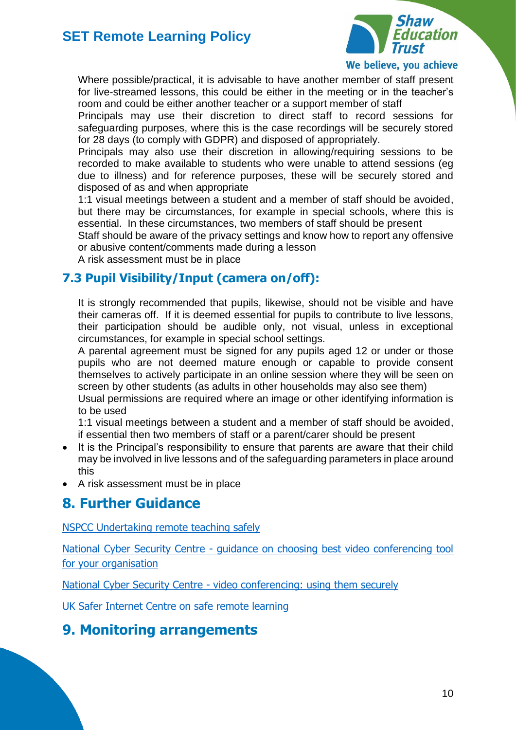Where possible/practical, it is advisable to have another member of staff present for live-streamed lessons, this could be either in the meeting or in the teacher's room and could be either another teacher or a support member of staff

Principals may use their discretion to direct staff to record sessions for safeguarding purposes, where this is the case recordings will be securely stored for 28 days (to comply with GDPR) and disposed of appropriately.

Principals may also use their discretion in allowing/requiring sessions to be recorded to make available to students who were unable to attend sessions (eg due to illness) and for reference purposes, these will be securely stored and disposed of as and when appropriate

1:1 visual meetings between a student and a member of staff should be avoided, but there may be circumstances, for example in special schools, where this is essential. In these circumstances, two members of staff should be present

Staff should be aware of the privacy settings and know how to report any offensive or abusive content/comments made during a lesson

A risk assessment must be in place

### 7.3 Pupil Visibility/Input (camera on/off):

It is strongly recommended that pupils, likewise, should not be visible and have their cameras off. If it is deemed essential for pupils to contribute to live lessons, their participation should be audible only, not visual, unless in exceptional circumstances, for example in special school settings.

A parental agreement must be signed for any pupils aged 12 or under or those pupils who are not deemed mature enough or capable to provide consent themselves to actively participate in an online session where they will be seen on screen by other students (as adults in other households may also see them)

Usual permissions are required where an image or other identifying information is to be used

1:1 visual meetings between a student and a member of staff should be avoided, if essential then two members of staff or a parent/carer should be present

- It is the Principal's responsibility to ensure that parents are aware that their child may be involved in live lessons and of the safeguarding parameters in place around this
- A risk assessment must be in place

## 8. Further Guidance

NSPCC Undertaking remote teaching safely

National Cyber Security Centre - guidance on choosing best video conferencing tool for your organisation

National Cyber Security Centre - video conferencing: using them securely

UK Safer Internet Centre on safe remote learning

## 9. Monitoring arrangements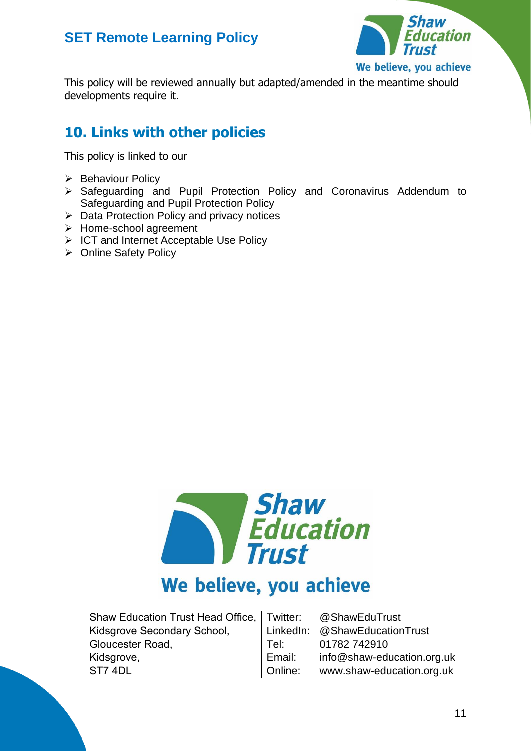This policy will be reviewed annually but adapted/amended in the meantime should developments require it.

## 10. Links with other policies

This policy is linked to our

- Behaviour Policy
- Safeguarding and Pupil Protection Policy and Coronavirus Addendum to Safeguarding and Pupil Protection Policy
- Data Protection Policy and privacy notices
- Home-school agreement
- ICT and Internet Acceptable Use Policy
- Online Safety Policy

We believe, you achieve

Shaw Education Trust Head Office,
Kidsgrove Secondary School,
Gloucester Road,
Kidsgrove,
ST7 4DL

| | |
|---|---|
| Twitter: | @ShawEduTrust |
| LinkedIn: | @ShawEducationTrust |
| Tel: | 01782 742910 |
| Email: | info@shaw-education.org.uk |
| Online: | www.shaw-education.org.uk |